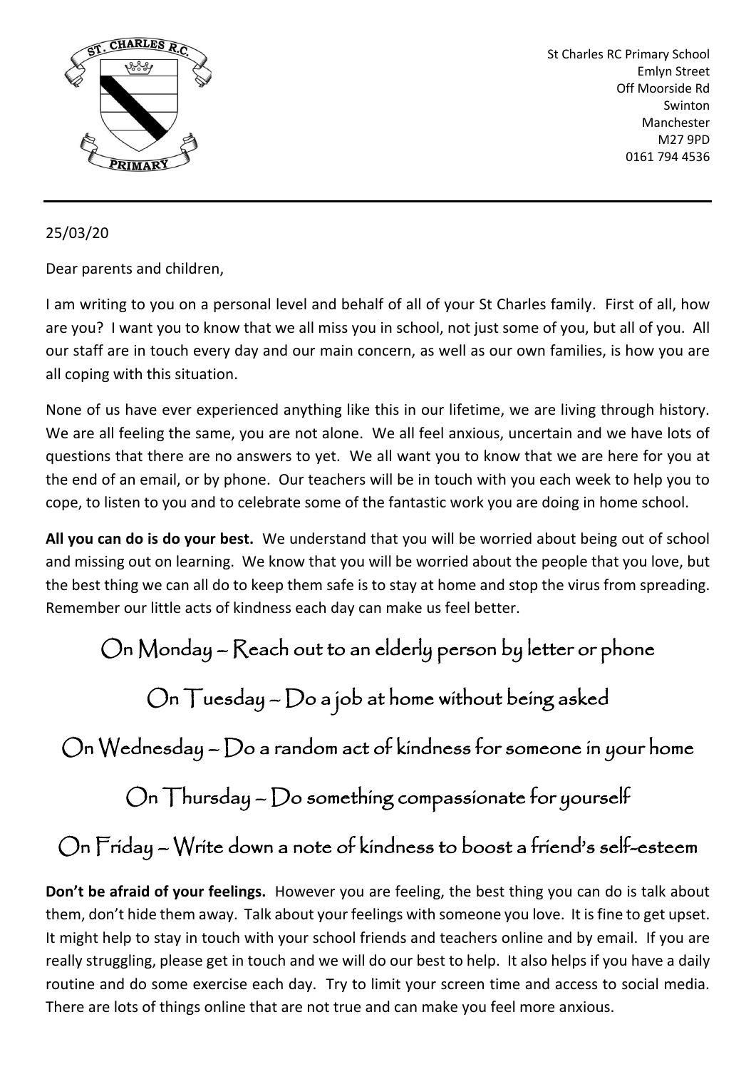St Charles RC Primary School
Emlyn Street
Off Moorside Rd
Swinton
Manchester
M27 9PD
0161 794 4536

---

25/03/20

Dear parents and children,

I am writing to you on a personal level and behalf of all of your St Charles family. First of all, how are you? I want you to know that we all miss you in school, not just some of you, but all of you. All our staff are in touch every day and our main concern, as well as our own families, is how you are all coping with this situation.

None of us have ever experienced anything like this in our lifetime, we are living through history. We are all feeling the same, you are not alone. We all feel anxious, uncertain and we have lots of questions that there are no answers to yet. We all want you to know that we are here for you at the end of an email, or by phone. Our teachers will be in touch with you each week to help you to cope, to listen to you and to celebrate some of the fantastic work you are doing in home school.

**All you can do is do your best.** We understand that you will be worried about being out of school and missing out on learning. We know that you will be worried about the people that you love, but the best thing we can all do to keep them safe is to stay at home and stop the virus from spreading. Remember our little acts of kindness each day can make us feel better.

On Monday – Reach out to an elderly person by letter or phone

On Tuesday – Do a job at home without being asked

On Wednesday – Do a random act of kindness for someone in your home

On Thursday – Do something compassionate for yourself

On Friday – Write down a note of kindness to boost a friend's self-esteem

**Don't be afraid of your feelings.** However you are feeling, the best thing you can do is talk about them, don't hide them away. Talk about your feelings with someone you love. It is fine to get upset. It might help to stay in touch with your school friends and teachers online and by email. If you are really struggling, please get in touch and we will do our best to help. It also helps if you have a daily routine and do some exercise each day. Try to limit your screen time and access to social media. There are lots of things online that are not true and can make you feel more anxious.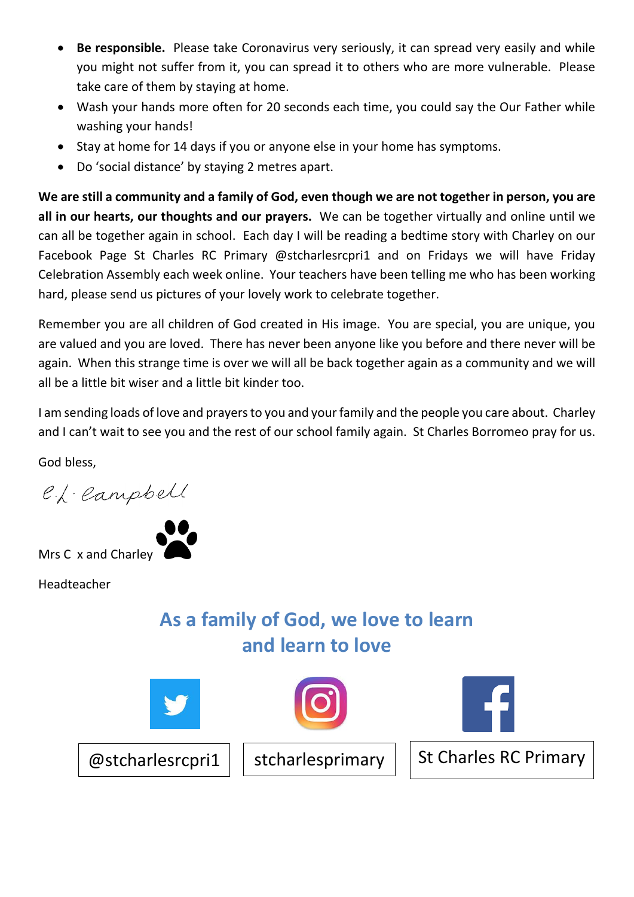- **Be responsible.** Please take Coronavirus very seriously, it can spread very easily and while you might not suffer from it, you can spread it to others who are more vulnerable. Please take care of them by staying at home.
- Wash your hands more often for 20 seconds each time, you could say the Our Father while washing your hands!
- Stay at home for 14 days if you or anyone else in your home has symptoms.
- Do 'social distance' by staying 2 metres apart.

**We are still a community and a family of God, even though we are not together in person, you are all in our hearts, our thoughts and our prayers.** We can be together virtually and online until we can all be together again in school. Each day I will be reading a bedtime story with Charley on our Facebook Page St Charles RC Primary @stcharlesrcpri1 and on Fridays we will have Friday Celebration Assembly each week online. Your teachers have been telling me who has been working hard, please send us pictures of your lovely work to celebrate together.

Remember you are all children of God created in His image. You are special, you are unique, you are valued and you are loved. There has never been anyone like you before and there never will be again. When this strange time is over we will all be back together again as a community and we will all be a little bit wiser and a little bit kinder too.

I am sending loads of love and prayers to you and your family and the people you care about. Charley and I can't wait to see you and the rest of our school family again. St Charles Borromeo pray for us.

God bless,

C.L. Campbell

Mrs C x and Charley

Headteacher

## As a family of God, we love to learn and learn to love

@stcharlesrcpri1

stcharlesprimary

St Charles RC Primary